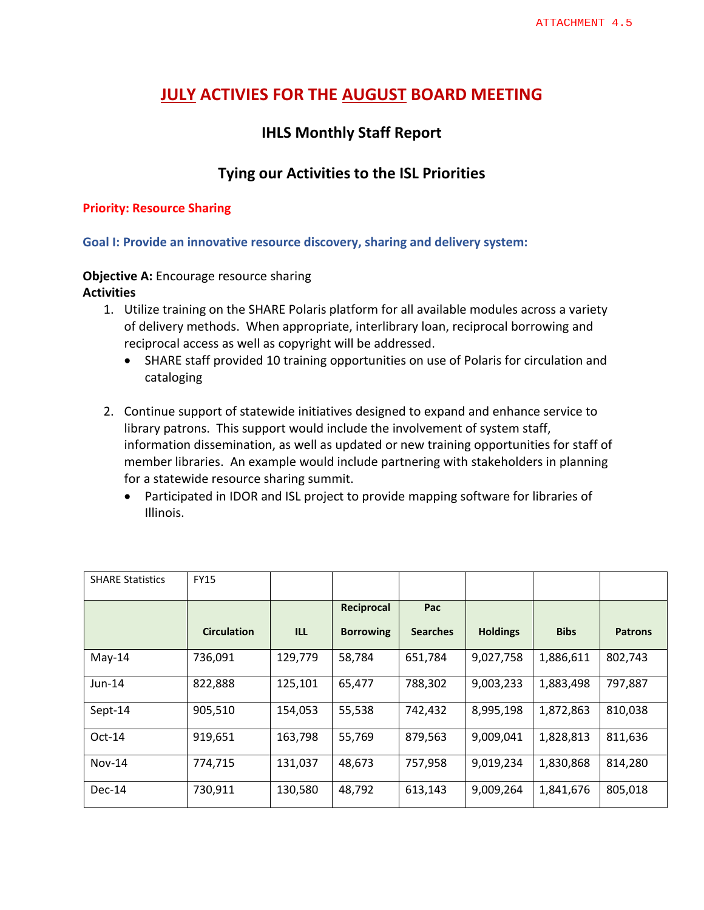ATTACHMENT 4.5

# JULY ACTIVIES FOR THE AUGUST BOARD MEETING

## IHLS Monthly Staff Report

## Tying our Activities to the ISL Priorities

### Priority: Resource Sharing

### Goal I: Provide an innovative resource discovery, sharing and delivery system:

**Objective A:** Encourage resource sharing

**Activities**

1. Utilize training on the SHARE Polaris platform for all available modules across a variety of delivery methods. When appropriate, interlibrary loan, reciprocal borrowing and reciprocal access as well as copyright will be addressed.
   - SHARE staff provided 10 training opportunities on use of Polaris for circulation and cataloging

2. Continue support of statewide initiatives designed to expand and enhance service to library patrons. This support would include the involvement of system staff, information dissemination, as well as updated or new training opportunities for staff of member libraries. An example would include partnering with stakeholders in planning for a statewide resource sharing summit.
   - Participated in IDOR and ISL project to provide mapping software for libraries of Illinois.

| SHARE Statistics | FY15 | | | | | | |
|---|---|---|---|---|---|---|---|
| | Circulation | ILL | Reciprocal Borrowing | Pac Searches | Holdings | Bibs | Patrons |
| May-14 | 736,091 | 129,779 | 58,784 | 651,784 | 9,027,758 | 1,886,611 | 802,743 |
| Jun-14 | 822,888 | 125,101 | 65,477 | 788,302 | 9,003,233 | 1,883,498 | 797,887 |
| Sept-14 | 905,510 | 154,053 | 55,538 | 742,432 | 8,995,198 | 1,872,863 | 810,038 |
| Oct-14 | 919,651 | 163,798 | 55,769 | 879,563 | 9,009,041 | 1,828,813 | 811,636 |
| Nov-14 | 774,715 | 131,037 | 48,673 | 757,958 | 9,019,234 | 1,830,868 | 814,280 |
| Dec-14 | 730,911 | 130,580 | 48,792 | 613,143 | 9,009,264 | 1,841,676 | 805,018 |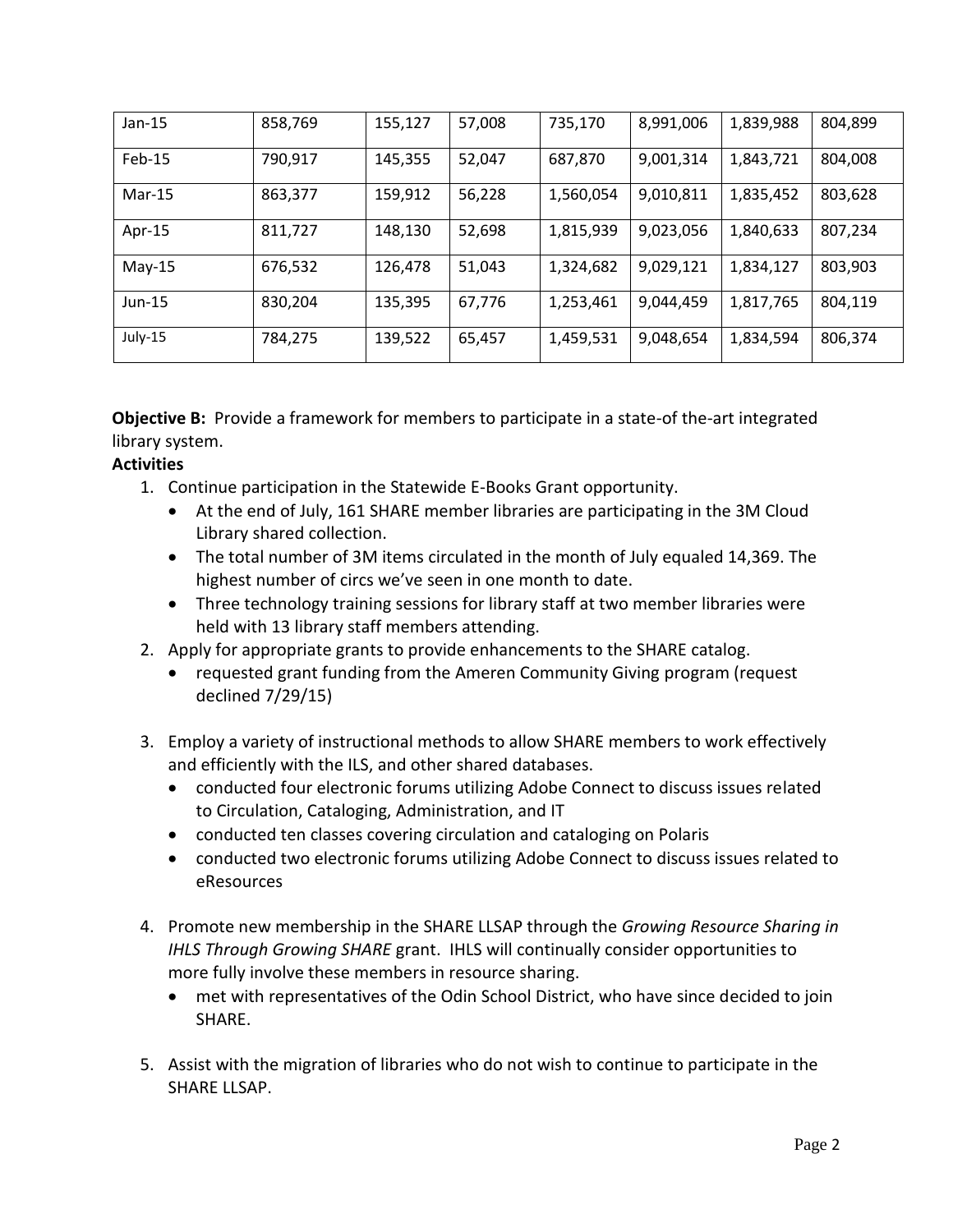| | | | | | | | |
|---|---|---|---|---|---|---|---|
| Jan-15 | 858,769 | 155,127 | 57,008 | 735,170 | 8,991,006 | 1,839,988 | 804,899 |
| Feb-15 | 790,917 | 145,355 | 52,047 | 687,870 | 9,001,314 | 1,843,721 | 804,008 |
| Mar-15 | 863,377 | 159,912 | 56,228 | 1,560,054 | 9,010,811 | 1,835,452 | 803,628 |
| Apr-15 | 811,727 | 148,130 | 52,698 | 1,815,939 | 9,023,056 | 1,840,633 | 807,234 |
| May-15 | 676,532 | 126,478 | 51,043 | 1,324,682 | 9,029,121 | 1,834,127 | 803,903 |
| Jun-15 | 830,204 | 135,395 | 67,776 | 1,253,461 | 9,044,459 | 1,817,765 | 804,119 |
| July-15 | 784,275 | 139,522 | 65,457 | 1,459,531 | 9,048,654 | 1,834,594 | 806,374 |

**Objective B:** Provide a framework for members to participate in a state-of the-art integrated library system.

**Activities**

1. Continue participation in the Statewide E-Books Grant opportunity.
   - At the end of July, 161 SHARE member libraries are participating in the 3M Cloud Library shared collection.
   - The total number of 3M items circulated in the month of July equaled 14,369. The highest number of circs we've seen in one month to date.
   - Three technology training sessions for library staff at two member libraries were held with 13 library staff members attending.
2. Apply for appropriate grants to provide enhancements to the SHARE catalog.
   - requested grant funding from the Ameren Community Giving program (request declined 7/29/15)
3. Employ a variety of instructional methods to allow SHARE members to work effectively and efficiently with the ILS, and other shared databases.
   - conducted four electronic forums utilizing Adobe Connect to discuss issues related to Circulation, Cataloging, Administration, and IT
   - conducted ten classes covering circulation and cataloging on Polaris
   - conducted two electronic forums utilizing Adobe Connect to discuss issues related to eResources
4. Promote new membership in the SHARE LLSAP through the *Growing Resource Sharing in IHLS Through Growing SHARE* grant. IHLS will continually consider opportunities to more fully involve these members in resource sharing.
   - met with representatives of the Odin School District, who have since decided to join SHARE.
5. Assist with the migration of libraries who do not wish to continue to participate in the SHARE LLSAP.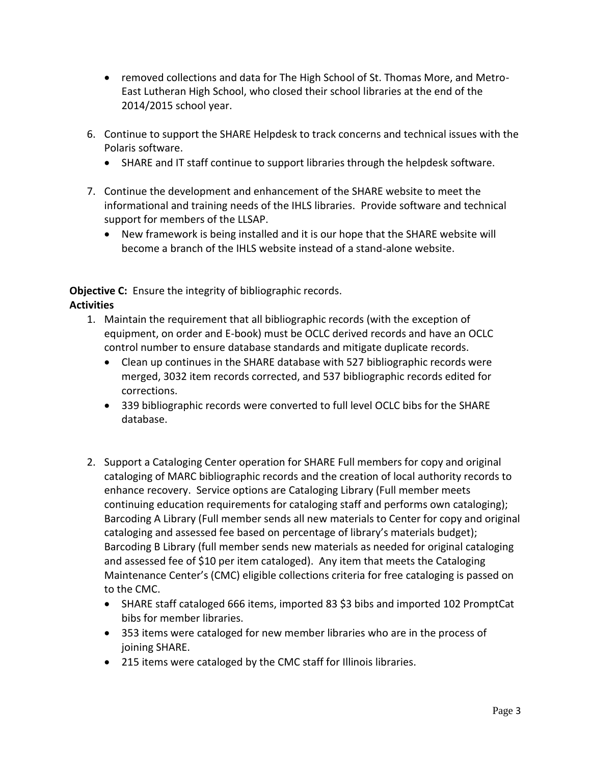- removed collections and data for The High School of St. Thomas More, and Metro-East Lutheran High School, who closed their school libraries at the end of the 2014/2015 school year.

6. Continue to support the SHARE Helpdesk to track concerns and technical issues with the Polaris software.
   - SHARE and IT staff continue to support libraries through the helpdesk software.

7. Continue the development and enhancement of the SHARE website to meet the informational and training needs of the IHLS libraries. Provide software and technical support for members of the LLSAP.
   - New framework is being installed and it is our hope that the SHARE website will become a branch of the IHLS website instead of a stand-alone website.

**Objective C:** Ensure the integrity of bibliographic records.

**Activities**

1. Maintain the requirement that all bibliographic records (with the exception of equipment, on order and E-book) must be OCLC derived records and have an OCLC control number to ensure database standards and mitigate duplicate records.
   - Clean up continues in the SHARE database with 527 bibliographic records were merged, 3032 item records corrected, and 537 bibliographic records edited for corrections.
   - 339 bibliographic records were converted to full level OCLC bibs for the SHARE database.

2. Support a Cataloging Center operation for SHARE Full members for copy and original cataloging of MARC bibliographic records and the creation of local authority records to enhance recovery. Service options are Cataloging Library (Full member meets continuing education requirements for cataloging staff and performs own cataloging); Barcoding A Library (Full member sends all new materials to Center for copy and original cataloging and assessed fee based on percentage of library's materials budget); Barcoding B Library (full member sends new materials as needed for original cataloging and assessed fee of $10 per item cataloged). Any item that meets the Cataloging Maintenance Center's (CMC) eligible collections criteria for free cataloging is passed on to the CMC.
   - SHARE staff cataloged 666 items, imported 83 $3 bibs and imported 102 PromptCat bibs for member libraries.
   - 353 items were cataloged for new member libraries who are in the process of joining SHARE.
   - 215 items were cataloged by the CMC staff for Illinois libraries.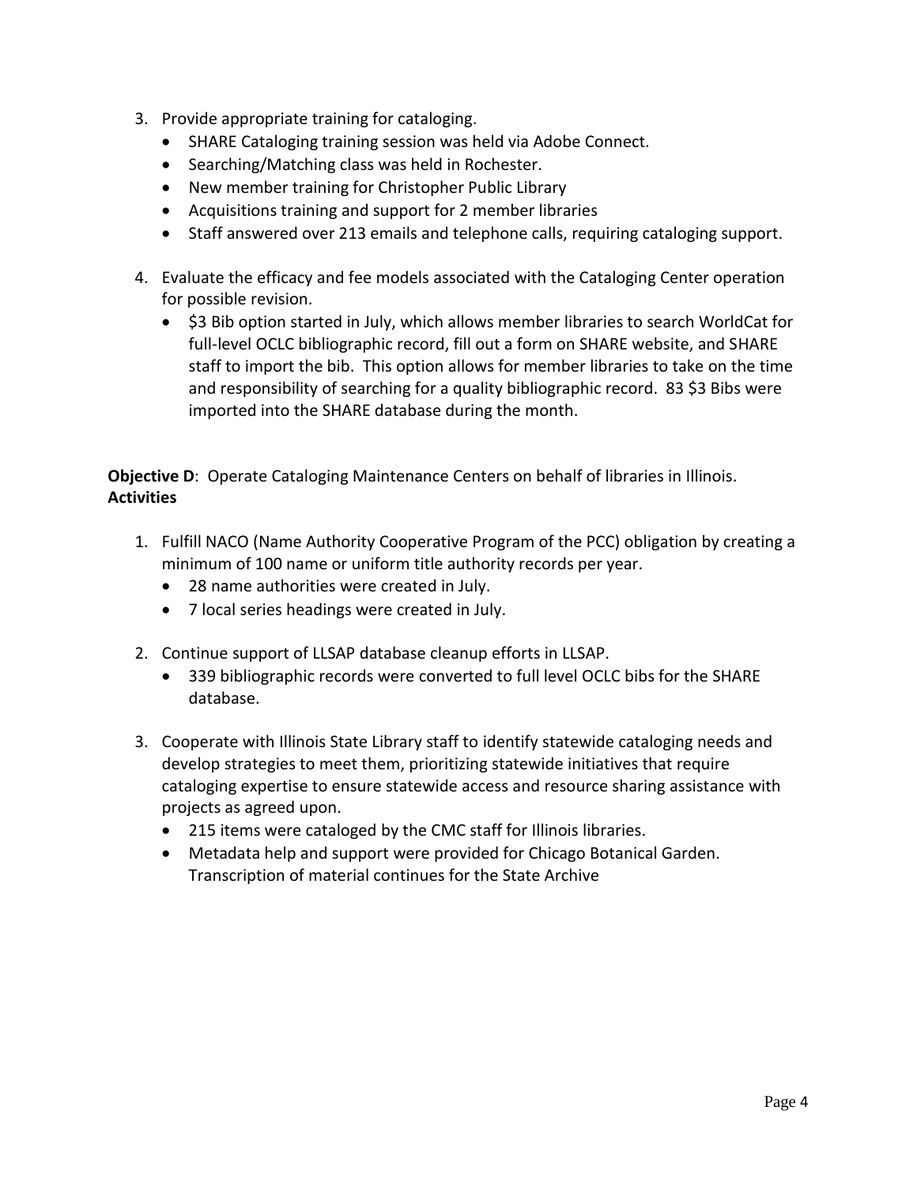3. Provide appropriate training for cataloging.
   - SHARE Cataloging training session was held via Adobe Connect.
   - Searching/Matching class was held in Rochester.
   - New member training for Christopher Public Library
   - Acquisitions training and support for 2 member libraries
   - Staff answered over 213 emails and telephone calls, requiring cataloging support.

4. Evaluate the efficacy and fee models associated with the Cataloging Center operation for possible revision.
   - $3 Bib option started in July, which allows member libraries to search WorldCat for full-level OCLC bibliographic record, fill out a form on SHARE website, and SHARE staff to import the bib. This option allows for member libraries to take on the time and responsibility of searching for a quality bibliographic record. 83 $3 Bibs were imported into the SHARE database during the month.

**Objective D**: Operate Cataloging Maintenance Centers on behalf of libraries in Illinois.
**Activities**

1. Fulfill NACO (Name Authority Cooperative Program of the PCC) obligation by creating a minimum of 100 name or uniform title authority records per year.
   - 28 name authorities were created in July.
   - 7 local series headings were created in July.

2. Continue support of LLSAP database cleanup efforts in LLSAP.
   - 339 bibliographic records were converted to full level OCLC bibs for the SHARE database.

3. Cooperate with Illinois State Library staff to identify statewide cataloging needs and develop strategies to meet them, prioritizing statewide initiatives that require cataloging expertise to ensure statewide access and resource sharing assistance with projects as agreed upon.
   - 215 items were cataloged by the CMC staff for Illinois libraries.
   - Metadata help and support were provided for Chicago Botanical Garden. Transcription of material continues for the State Archive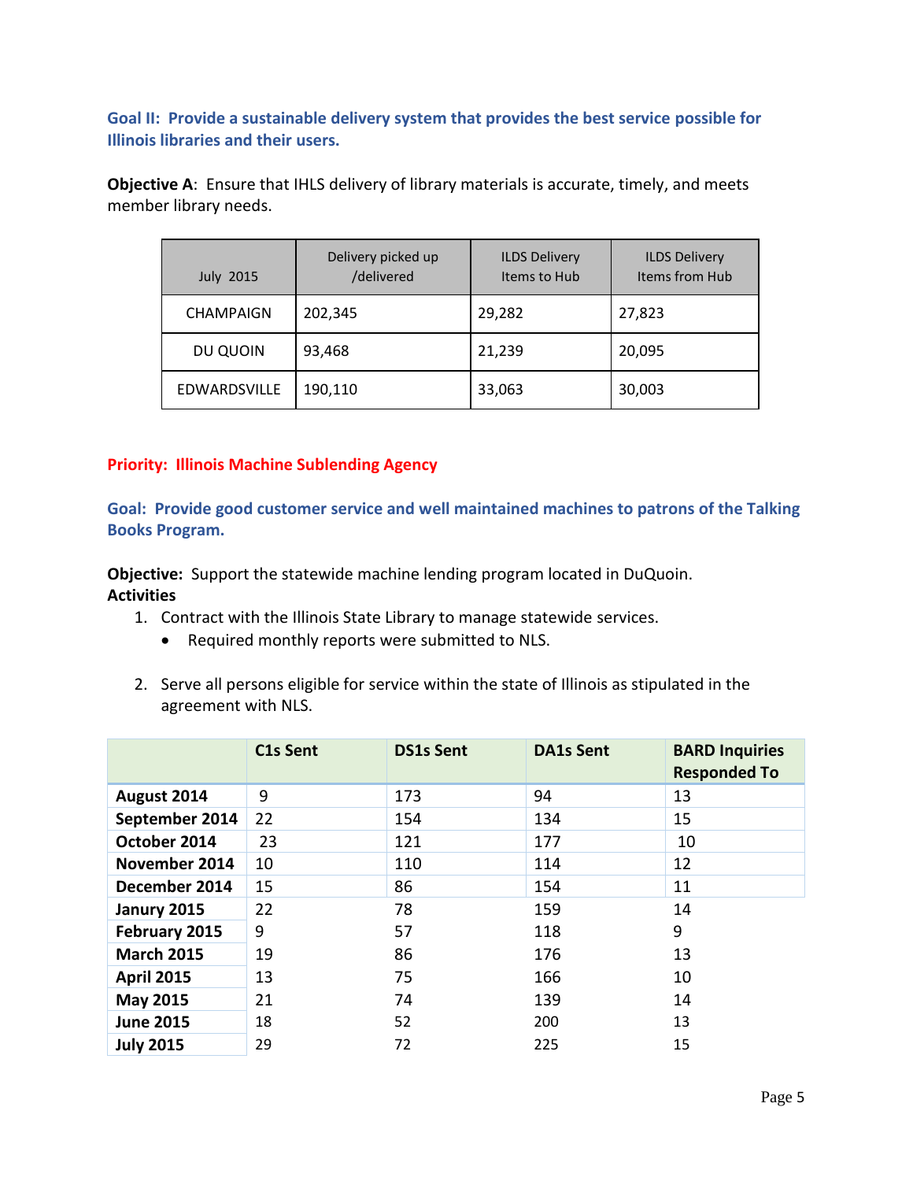### Goal II: Provide a sustainable delivery system that provides the best service possible for Illinois libraries and their users.

**Objective A**: Ensure that IHLS delivery of library materials is accurate, timely, and meets member library needs.

| July 2015 | Delivery picked up /delivered | ILDS Delivery Items to Hub | ILDS Delivery Items from Hub |
|---|---|---|---|
| CHAMPAIGN | 202,345 | 29,282 | 27,823 |
| DU QUOIN | 93,468 | 21,239 | 20,095 |
| EDWARDSVILLE | 190,110 | 33,063 | 30,003 |

### Priority: Illinois Machine Sublending Agency

### Goal: Provide good customer service and well maintained machines to patrons of the Talking Books Program.

**Objective:** Support the statewide machine lending program located in DuQuoin.

**Activities**

1. Contract with the Illinois State Library to manage statewide services.
   - Required monthly reports were submitted to NLS.

2. Serve all persons eligible for service within the state of Illinois as stipulated in the agreement with NLS.

| | C1s Sent | DS1s Sent | DA1s Sent | BARD Inquiries Responded To |
|---|---|---|---|---|
| **August 2014** | 9 | 173 | 94 | 13 |
| **September 2014** | 22 | 154 | 134 | 15 |
| **October 2014** | 23 | 121 | 177 | 10 |
| **November 2014** | 10 | 110 | 114 | 12 |
| **December 2014** | 15 | 86 | 154 | 11 |
| **Janury 2015** | 22 | 78 | 159 | 14 |
| **February 2015** | 9 | 57 | 118 | 9 |
| **March 2015** | 19 | 86 | 176 | 13 |
| **April 2015** | 13 | 75 | 166 | 10 |
| **May 2015** | 21 | 74 | 139 | 14 |
| **June 2015** | 18 | 52 | 200 | 13 |
| **July 2015** | 29 | 72 | 225 | 15 |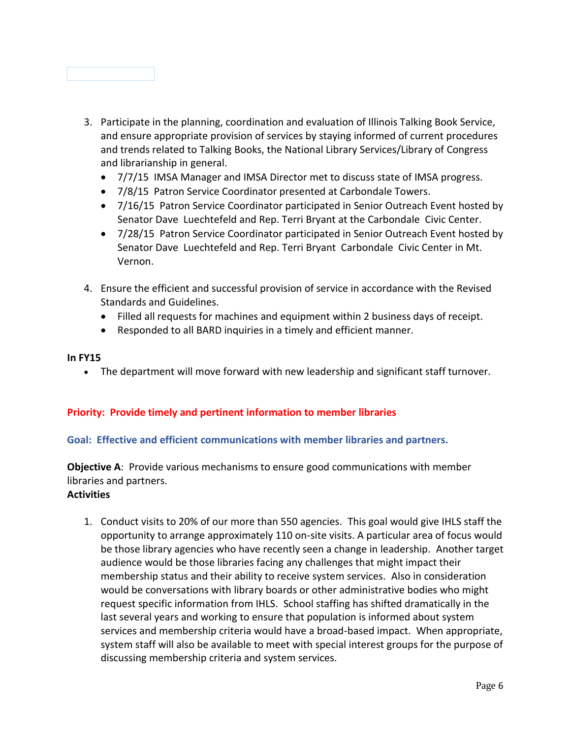3. Participate in the planning, coordination and evaluation of Illinois Talking Book Service, and ensure appropriate provision of services by staying informed of current procedures and trends related to Talking Books, the National Library Services/Library of Congress and librarianship in general.
   - 7/7/15 IMSA Manager and IMSA Director met to discuss state of IMSA progress.
   - 7/8/15 Patron Service Coordinator presented at Carbondale Towers.
   - 7/16/15 Patron Service Coordinator participated in Senior Outreach Event hosted by Senator Dave Luechtefeld and Rep. Terri Bryant at the Carbondale Civic Center.
   - 7/28/15 Patron Service Coordinator participated in Senior Outreach Event hosted by Senator Dave Luechtefeld and Rep. Terri Bryant Carbondale Civic Center in Mt. Vernon.

4. Ensure the efficient and successful provision of service in accordance with the Revised Standards and Guidelines.
   - Filled all requests for machines and equipment within 2 business days of receipt.
   - Responded to all BARD inquiries in a timely and efficient manner.

**In FY15**

- The department will move forward with new leadership and significant staff turnover.

**Priority: Provide timely and pertinent information to member libraries**

**Goal: Effective and efficient communications with member libraries and partners.**

**Objective A**: Provide various mechanisms to ensure good communications with member libraries and partners.

**Activities**

1. Conduct visits to 20% of our more than 550 agencies. This goal would give IHLS staff the opportunity to arrange approximately 110 on-site visits. A particular area of focus would be those library agencies who have recently seen a change in leadership. Another target audience would be those libraries facing any challenges that might impact their membership status and their ability to receive system services. Also in consideration would be conversations with library boards or other administrative bodies who might request specific information from IHLS. School staffing has shifted dramatically in the last several years and working to ensure that population is informed about system services and membership criteria would have a broad-based impact. When appropriate, system staff will also be available to meet with special interest groups for the purpose of discussing membership criteria and system services.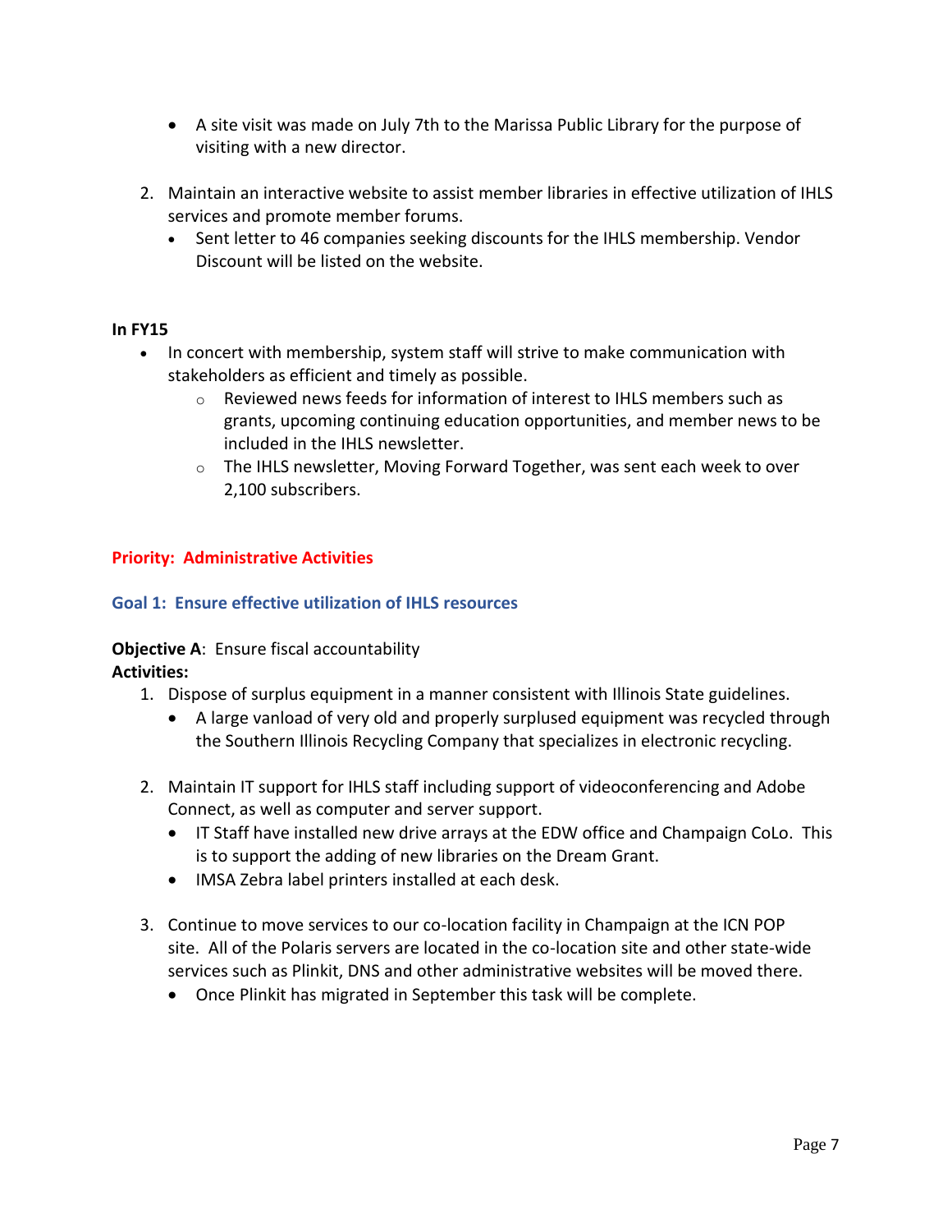- A site visit was made on July 7th to the Marissa Public Library for the purpose of visiting with a new director.

2. Maintain an interactive website to assist member libraries in effective utilization of IHLS services and promote member forums.
   - Sent letter to 46 companies seeking discounts for the IHLS membership. Vendor Discount will be listed on the website.

**In FY15**

- In concert with membership, system staff will strive to make communication with stakeholders as efficient and timely as possible.
  - Reviewed news feeds for information of interest to IHLS members such as grants, upcoming continuing education opportunities, and member news to be included in the IHLS newsletter.
  - The IHLS newsletter, Moving Forward Together, was sent each week to over 2,100 subscribers.

## Priority: Administrative Activities

### Goal 1: Ensure effective utilization of IHLS resources

**Objective A**: Ensure fiscal accountability

**Activities:**

1. Dispose of surplus equipment in a manner consistent with Illinois State guidelines.
   - A large vanload of very old and properly surplused equipment was recycled through the Southern Illinois Recycling Company that specializes in electronic recycling.

2. Maintain IT support for IHLS staff including support of videoconferencing and Adobe Connect, as well as computer and server support.
   - IT Staff have installed new drive arrays at the EDW office and Champaign CoLo. This is to support the adding of new libraries on the Dream Grant.
   - IMSA Zebra label printers installed at each desk.

3. Continue to move services to our co-location facility in Champaign at the ICN POP site. All of the Polaris servers are located in the co-location site and other state-wide services such as Plinkit, DNS and other administrative websites will be moved there.
   - Once Plinkit has migrated in September this task will be complete.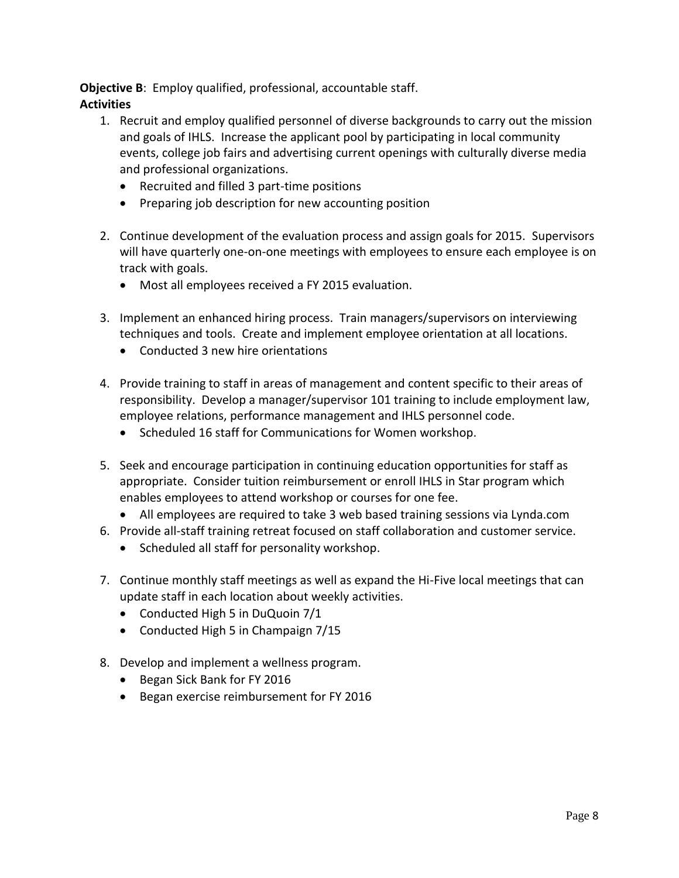**Objective B**: Employ qualified, professional, accountable staff.

**Activities**

1. Recruit and employ qualified personnel of diverse backgrounds to carry out the mission and goals of IHLS. Increase the applicant pool by participating in local community events, college job fairs and advertising current openings with culturally diverse media and professional organizations.
   - Recruited and filled 3 part-time positions
   - Preparing job description for new accounting position

2. Continue development of the evaluation process and assign goals for 2015. Supervisors will have quarterly one-on-one meetings with employees to ensure each employee is on track with goals.
   - Most all employees received a FY 2015 evaluation.

3. Implement an enhanced hiring process. Train managers/supervisors on interviewing techniques and tools. Create and implement employee orientation at all locations.
   - Conducted 3 new hire orientations

4. Provide training to staff in areas of management and content specific to their areas of responsibility. Develop a manager/supervisor 101 training to include employment law, employee relations, performance management and IHLS personnel code.
   - Scheduled 16 staff for Communications for Women workshop.

5. Seek and encourage participation in continuing education opportunities for staff as appropriate. Consider tuition reimbursement or enroll IHLS in Star program which enables employees to attend workshop or courses for one fee.
   - All employees are required to take 3 web based training sessions via Lynda.com

6. Provide all-staff training retreat focused on staff collaboration and customer service.
   - Scheduled all staff for personality workshop.

7. Continue monthly staff meetings as well as expand the Hi-Five local meetings that can update staff in each location about weekly activities.
   - Conducted High 5 in DuQuoin 7/1
   - Conducted High 5 in Champaign 7/15

8. Develop and implement a wellness program.
   - Began Sick Bank for FY 2016
   - Began exercise reimbursement for FY 2016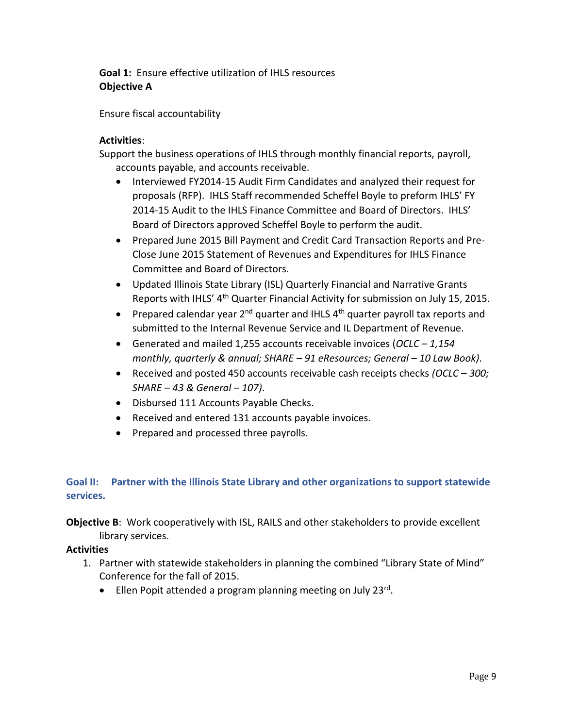**Goal 1:** Ensure effective utilization of IHLS resources
**Objective A**

Ensure fiscal accountability

**Activities**:

Support the business operations of IHLS through monthly financial reports, payroll, accounts payable, and accounts receivable.

- Interviewed FY2014-15 Audit Firm Candidates and analyzed their request for proposals (RFP). IHLS Staff recommended Scheffel Boyle to preform IHLS' FY 2014-15 Audit to the IHLS Finance Committee and Board of Directors. IHLS' Board of Directors approved Scheffel Boyle to perform the audit.
- Prepared June 2015 Bill Payment and Credit Card Transaction Reports and Pre-Close June 2015 Statement of Revenues and Expenditures for IHLS Finance Committee and Board of Directors.
- Updated Illinois State Library (ISL) Quarterly Financial and Narrative Grants Reports with IHLS' 4th Quarter Financial Activity for submission on July 15, 2015.
- Prepared calendar year 2nd quarter and IHLS 4th quarter payroll tax reports and submitted to the Internal Revenue Service and IL Department of Revenue.
- Generated and mailed 1,255 accounts receivable invoices (*OCLC – 1,154 monthly, quarterly & annual; SHARE – 91 eResources; General – 10 Law Book)*.
- Received and posted 450 accounts receivable cash receipts checks *(OCLC – 300; SHARE – 43 & General – 107)*.
- Disbursed 111 Accounts Payable Checks.
- Received and entered 131 accounts payable invoices.
- Prepared and processed three payrolls.

## Goal II: Partner with the Illinois State Library and other organizations to support statewide services.

**Objective B**: Work cooperatively with ISL, RAILS and other stakeholders to provide excellent library services.

**Activities**

1. Partner with statewide stakeholders in planning the combined "Library State of Mind" Conference for the fall of 2015.
   - Ellen Popit attended a program planning meeting on July 23rd.